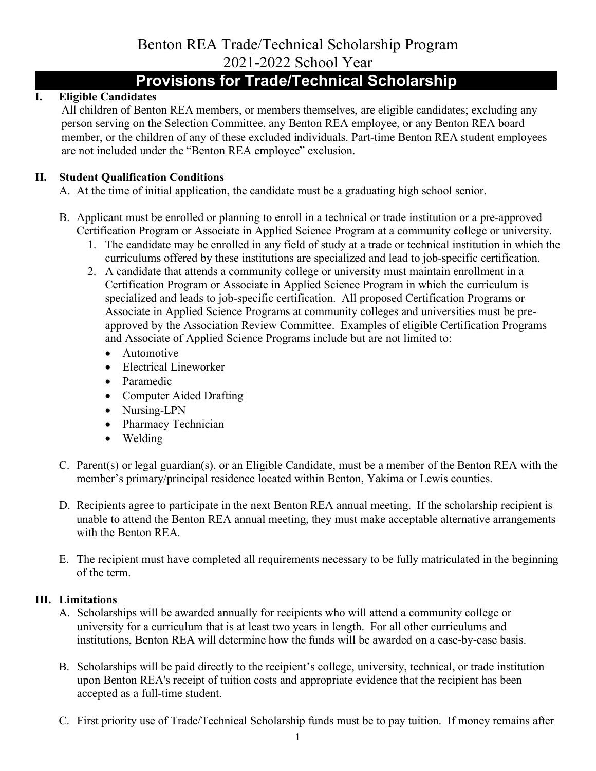# Benton REA Trade/Technical Scholarship Program
# 2021-2022 School Year

## Provisions for Trade/Technical Scholarship

### I. Eligible Candidates

All children of Benton REA members, or members themselves, are eligible candidates; excluding any person serving on the Selection Committee, any Benton REA employee, or any Benton REA board member, or the children of any of these excluded individuals. Part-time Benton REA student employees are not included under the "Benton REA employee" exclusion.

### II. Student Qualification Conditions

A. At the time of initial application, the candidate must be a graduating high school senior.

B. Applicant must be enrolled or planning to enroll in a technical or trade institution or a pre-approved Certification Program or Associate in Applied Science Program at a community college or university.

1. The candidate may be enrolled in any field of study at a trade or technical institution in which the curriculums offered by these institutions are specialized and lead to job-specific certification.
2. A candidate that attends a community college or university must maintain enrollment in a Certification Program or Associate in Applied Science Program in which the curriculum is specialized and leads to job-specific certification. All proposed Certification Programs or Associate in Applied Science Programs at community colleges and universities must be pre-approved by the Association Review Committee. Examples of eligible Certification Programs and Associate of Applied Science Programs include but are not limited to:
   - Automotive
   - Electrical Lineworker
   - Paramedic
   - Computer Aided Drafting
   - Nursing-LPN
   - Pharmacy Technician
   - Welding

C. Parent(s) or legal guardian(s), or an Eligible Candidate, must be a member of the Benton REA with the member's primary/principal residence located within Benton, Yakima or Lewis counties.

D. Recipients agree to participate in the next Benton REA annual meeting. If the scholarship recipient is unable to attend the Benton REA annual meeting, they must make acceptable alternative arrangements with the Benton REA.

E. The recipient must have completed all requirements necessary to be fully matriculated in the beginning of the term.

### III. Limitations

A. Scholarships will be awarded annually for recipients who will attend a community college or university for a curriculum that is at least two years in length. For all other curriculums and institutions, Benton REA will determine how the funds will be awarded on a case-by-case basis.

B. Scholarships will be paid directly to the recipient's college, university, technical, or trade institution upon Benton REA's receipt of tuition costs and appropriate evidence that the recipient has been accepted as a full-time student.

C. First priority use of Trade/Technical Scholarship funds must be to pay tuition. If money remains after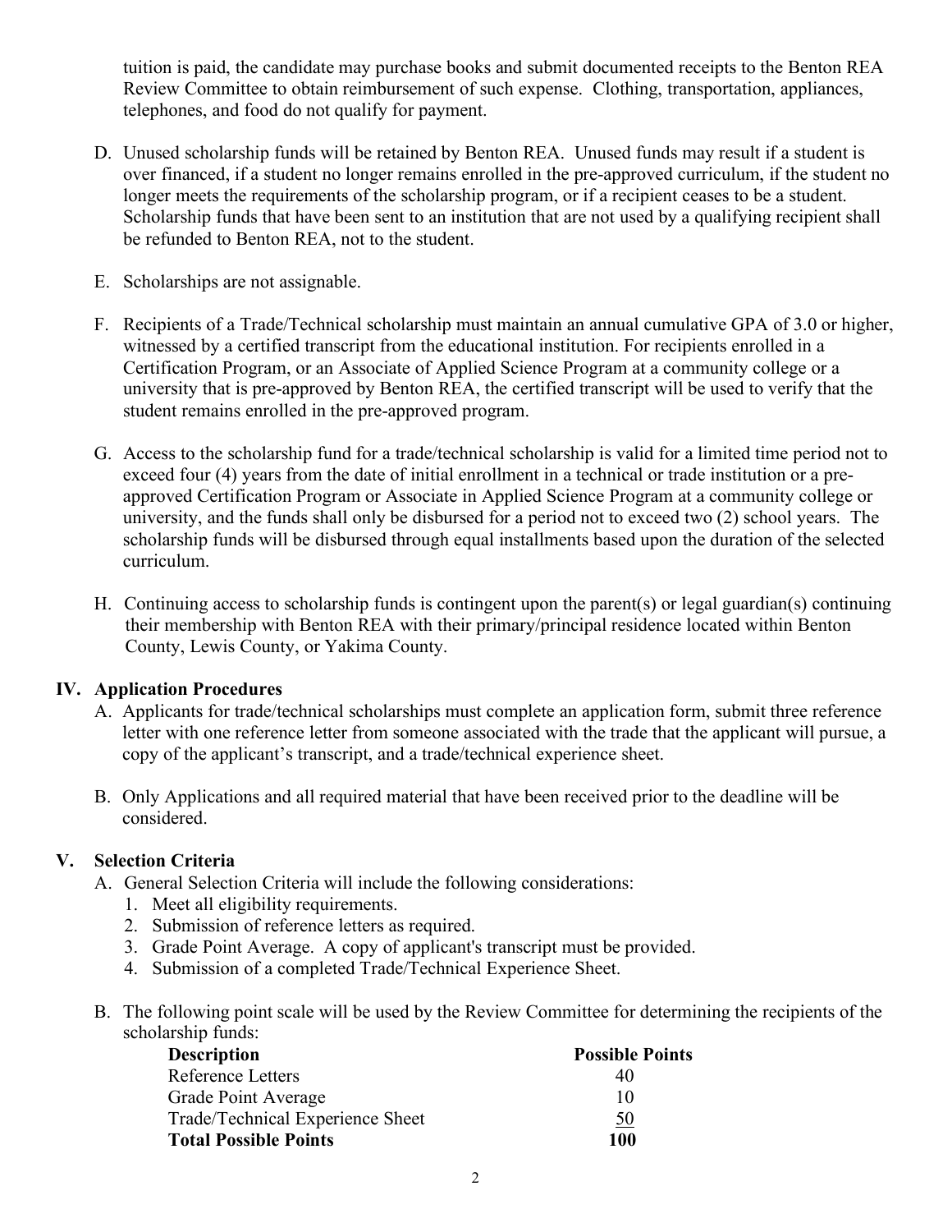tuition is paid, the candidate may purchase books and submit documented receipts to the Benton REA Review Committee to obtain reimbursement of such expense. Clothing, transportation, appliances, telephones, and food do not qualify for payment.

D. Unused scholarship funds will be retained by Benton REA. Unused funds may result if a student is over financed, if a student no longer remains enrolled in the pre-approved curriculum, if the student no longer meets the requirements of the scholarship program, or if a recipient ceases to be a student. Scholarship funds that have been sent to an institution that are not used by a qualifying recipient shall be refunded to Benton REA, not to the student.

E. Scholarships are not assignable.

F. Recipients of a Trade/Technical scholarship must maintain an annual cumulative GPA of 3.0 or higher, witnessed by a certified transcript from the educational institution. For recipients enrolled in a Certification Program, or an Associate of Applied Science Program at a community college or a university that is pre-approved by Benton REA, the certified transcript will be used to verify that the student remains enrolled in the pre-approved program.

G. Access to the scholarship fund for a trade/technical scholarship is valid for a limited time period not to exceed four (4) years from the date of initial enrollment in a technical or trade institution or a pre-approved Certification Program or Associate in Applied Science Program at a community college or university, and the funds shall only be disbursed for a period not to exceed two (2) school years. The scholarship funds will be disbursed through equal installments based upon the duration of the selected curriculum.

H. Continuing access to scholarship funds is contingent upon the parent(s) or legal guardian(s) continuing their membership with Benton REA with their primary/principal residence located within Benton County, Lewis County, or Yakima County.

## IV. Application Procedures

A. Applicants for trade/technical scholarships must complete an application form, submit three reference letter with one reference letter from someone associated with the trade that the applicant will pursue, a copy of the applicant's transcript, and a trade/technical experience sheet.

B. Only Applications and all required material that have been received prior to the deadline will be considered.

## V. Selection Criteria

A. General Selection Criteria will include the following considerations:
   1. Meet all eligibility requirements.
   2. Submission of reference letters as required.
   3. Grade Point Average. A copy of applicant's transcript must be provided.
   4. Submission of a completed Trade/Technical Experience Sheet.

B. The following point scale will be used by the Review Committee for determining the recipients of the scholarship funds:

| **Description** | **Possible Points** |
|---|---|
| Reference Letters | 40 |
| Grade Point Average | 10 |
| Trade/Technical Experience Sheet | 50 |
| **Total Possible Points** | **100** |